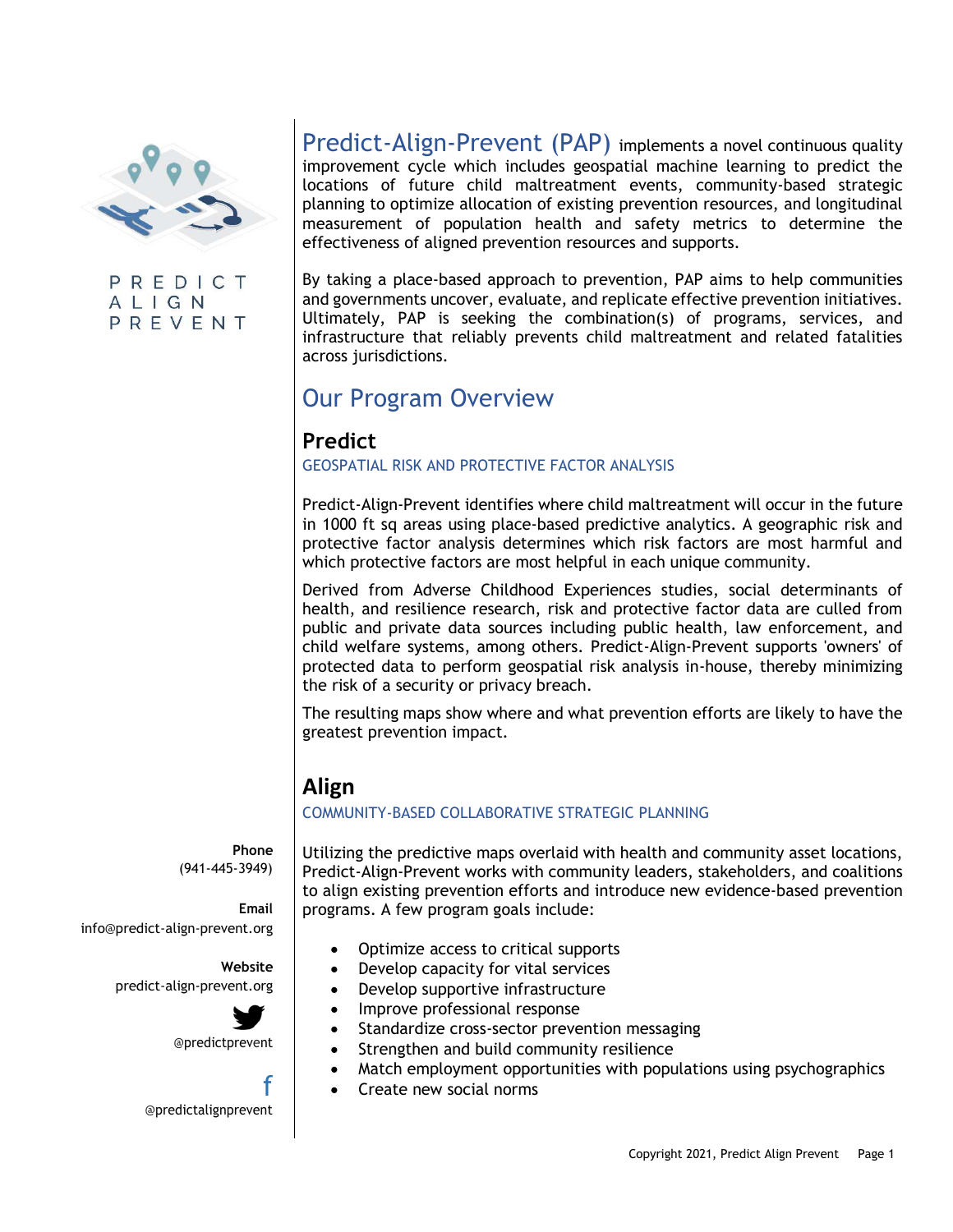PREDICT
ALIGN
PREVENT

**Predict-Align-Prevent (PAP)** implements a novel continuous quality improvement cycle which includes geospatial machine learning to predict the locations of future child maltreatment events, community-based strategic planning to optimize allocation of existing prevention resources, and longitudinal measurement of population health and safety metrics to determine the effectiveness of aligned prevention resources and supports.

By taking a place-based approach to prevention, PAP aims to help communities and governments uncover, evaluate, and replicate effective prevention initiatives. Ultimately, PAP is seeking the combination(s) of programs, services, and infrastructure that reliably prevents child maltreatment and related fatalities across jurisdictions.

## Our Program Overview

### Predict

GEOSPATIAL RISK AND PROTECTIVE FACTOR ANALYSIS

Predict-Align-Prevent identifies where child maltreatment will occur in the future in 1000 ft sq areas using place-based predictive analytics. A geographic risk and protective factor analysis determines which risk factors are most harmful and which protective factors are most helpful in each unique community.

Derived from Adverse Childhood Experiences studies, social determinants of health, and resilience research, risk and protective factor data are culled from public and private data sources including public health, law enforcement, and child welfare systems, among others. Predict-Align-Prevent supports 'owners' of protected data to perform geospatial risk analysis in-house, thereby minimizing the risk of a security or privacy breach.

The resulting maps show where and what prevention efforts are likely to have the greatest prevention impact.

### Align

COMMUNITY-BASED COLLABORATIVE STRATEGIC PLANNING

Utilizing the predictive maps overlaid with health and community asset locations, Predict-Align-Prevent works with community leaders, stakeholders, and coalitions to align existing prevention efforts and introduce new evidence-based prevention programs. A few program goals include:

- Optimize access to critical supports
- Develop capacity for vital services
- Develop supportive infrastructure
- Improve professional response
- Standardize cross-sector prevention messaging
- Strengthen and build community resilience
- Match employment opportunities with populations using psychographics
- Create new social norms

**Phone**
(941-445-3949)

**Email**
info@predict-align-prevent.org

**Website**
predict-align-prevent.org

@predictprevent

@predictalignprevent

Copyright 2021, Predict Align Prevent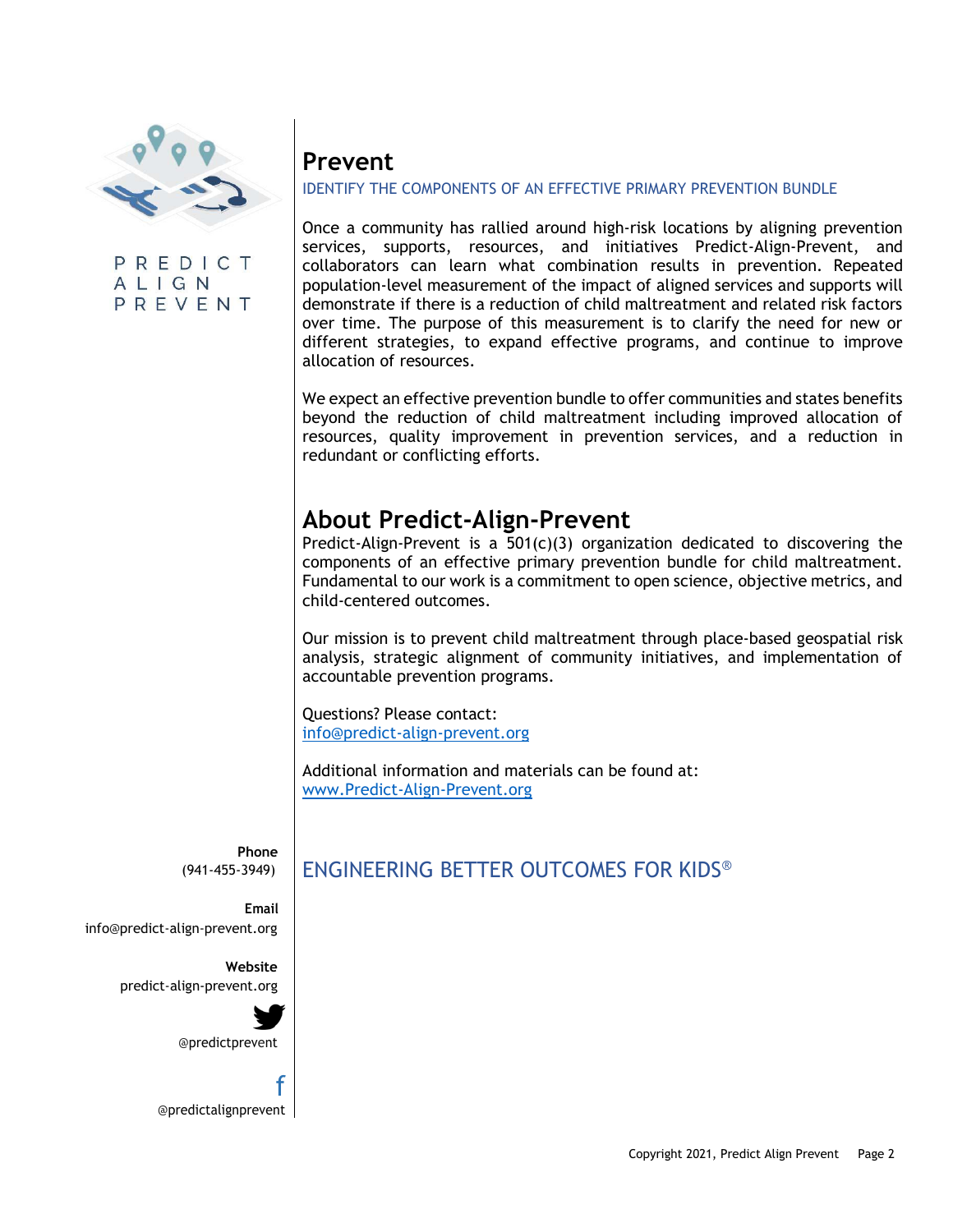PREDICT
ALIGN
PREVENT

## Prevent

IDENTIFY THE COMPONENTS OF AN EFFECTIVE PRIMARY PREVENTION BUNDLE

Once a community has rallied around high-risk locations by aligning prevention services, supports, resources, and initiatives Predict-Align-Prevent, and collaborators can learn what combination results in prevention. Repeated population-level measurement of the impact of aligned services and supports will demonstrate if there is a reduction of child maltreatment and related risk factors over time. The purpose of this measurement is to clarify the need for new or different strategies, to expand effective programs, and continue to improve allocation of resources.

We expect an effective prevention bundle to offer communities and states benefits beyond the reduction of child maltreatment including improved allocation of resources, quality improvement in prevention services, and a reduction in redundant or conflicting efforts.

## About Predict-Align-Prevent

Predict-Align-Prevent is a 501(c)(3) organization dedicated to discovering the components of an effective primary prevention bundle for child maltreatment. Fundamental to our work is a commitment to open science, objective metrics, and child-centered outcomes.

Our mission is to prevent child maltreatment through place-based geospatial risk analysis, strategic alignment of community initiatives, and implementation of accountable prevention programs.

Questions? Please contact:
info@predict-align-prevent.org

Additional information and materials can be found at:
www.Predict-Align-Prevent.org

ENGINEERING BETTER OUTCOMES FOR KIDS®

**Phone**
(941-455-3949)

**Email**
info@predict-align-prevent.org

**Website**
predict-align-prevent.org

@predictprevent

@predictalignprevent

Copyright 2021, Predict Align Prevent